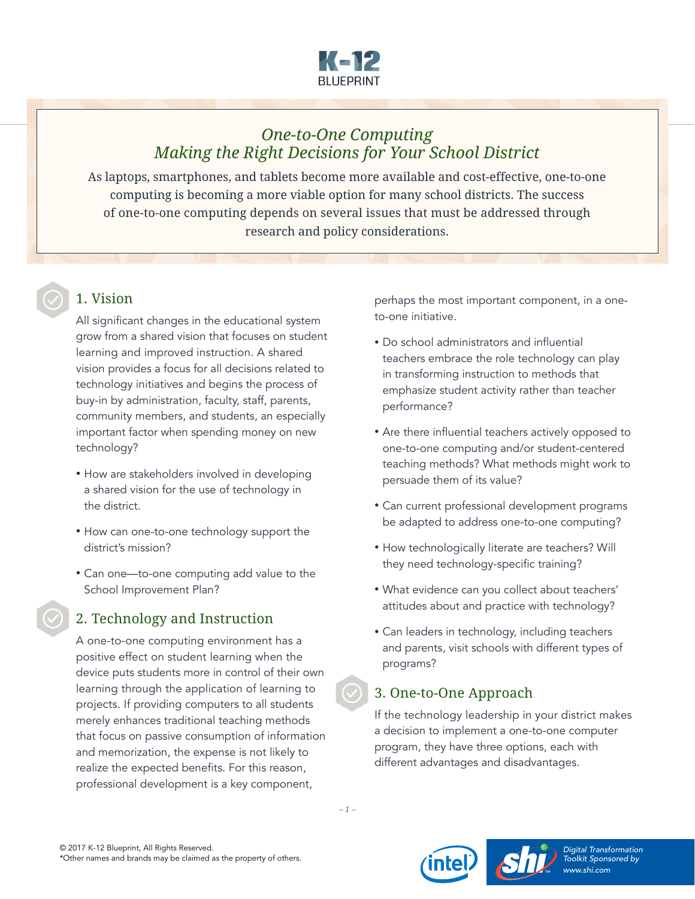# One-to-One Computing
## *Making the Right Decisions for Your School District*

As laptops, smartphones, and tablets become more available and cost-effective, one-to-one computing is becoming a more viable option for many school districts. The success of one-to-one computing depends on several issues that must be addressed through research and policy considerations.

## 1. Vision

All significant changes in the educational system grow from a shared vision that focuses on student learning and improved instruction. A shared vision provides a focus for all decisions related to technology initiatives and begins the process of buy-in by administration, faculty, staff, parents, community members, and students, an especially important factor when spending money on new technology?

- How are stakeholders involved in developing a shared vision for the use of technology in the district.
- How can one-to-one technology support the district's mission?
- Can one—to-one computing add value to the School Improvement Plan?

## 2. Technology and Instruction

A one-to-one computing environment has a positive effect on student learning when the device puts students more in control of their own learning through the application of learning to projects. If providing computers to all students merely enhances traditional teaching methods that focus on passive consumption of information and memorization, the expense is not likely to realize the expected benefits. For this reason, professional development is a key component, perhaps the most important component, in a one-to-one initiative.

- Do school administrators and influential teachers embrace the role technology can play in transforming instruction to methods that emphasize student activity rather than teacher performance?
- Are there influential teachers actively opposed to one-to-one computing and/or student-centered teaching methods? What methods might work to persuade them of its value?
- Can current professional development programs be adapted to address one-to-one computing?
- How technologically literate are teachers? Will they need technology-specific training?
- What evidence can you collect about teachers' attitudes about and practice with technology?
- Can leaders in technology, including teachers and parents, visit schools with different types of programs?

## 3. One-to-One Approach

If the technology leadership in your district makes a decision to implement a one-to-one computer program, they have three options, each with different advantages and disadvantages.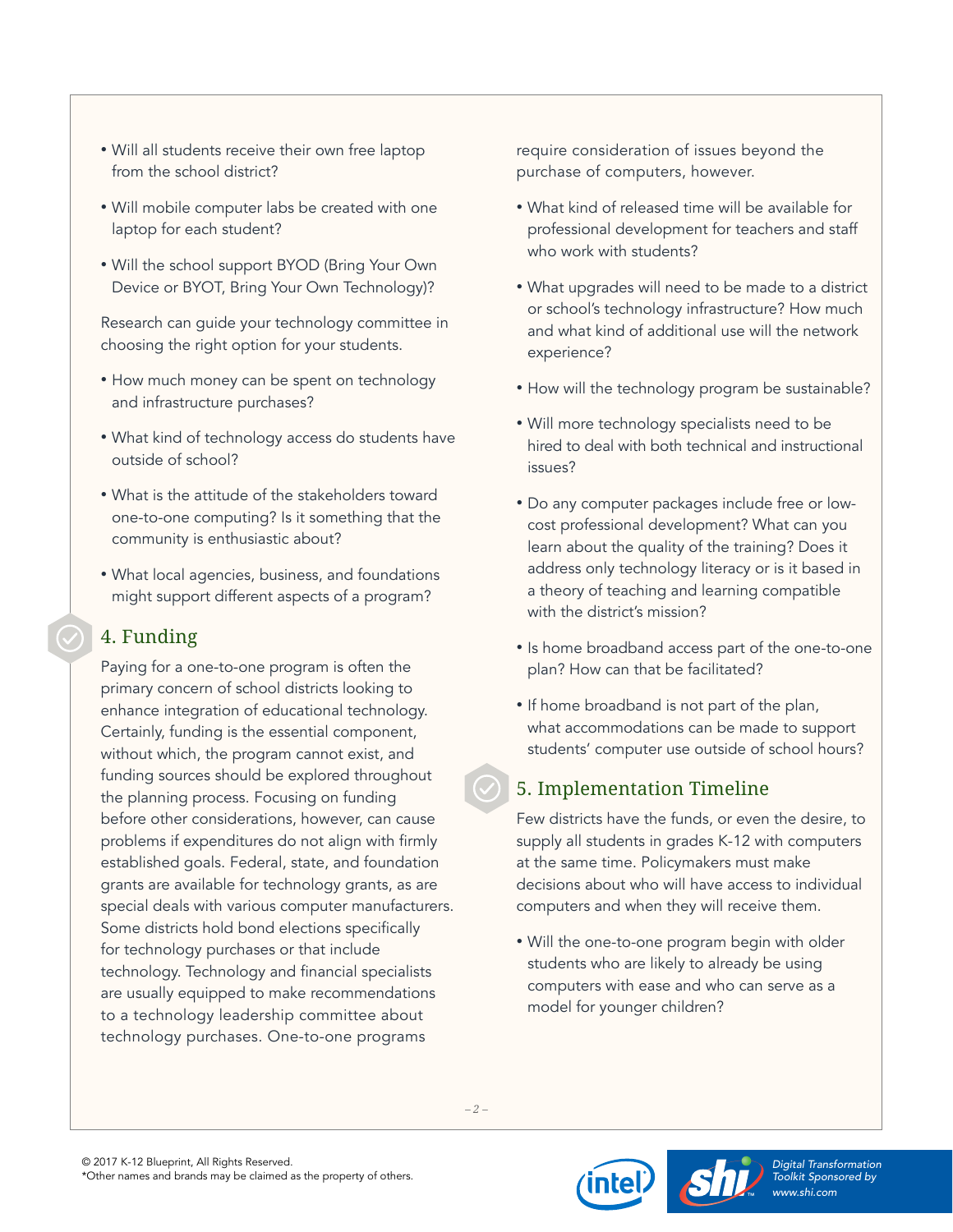- Will all students receive their own free laptop from the school district?
- Will mobile computer labs be created with one laptop for each student?
- Will the school support BYOD (Bring Your Own Device or BYOT, Bring Your Own Technology)?

Research can guide your technology committee in choosing the right option for your students.

- How much money can be spent on technology and infrastructure purchases?
- What kind of technology access do students have outside of school?
- What is the attitude of the stakeholders toward one-to-one computing? Is it something that the community is enthusiastic about?
- What local agencies, business, and foundations might support different aspects of a program?

## 4. Funding

Paying for a one-to-one program is often the primary concern of school districts looking to enhance integration of educational technology. Certainly, funding is the essential component, without which, the program cannot exist, and funding sources should be explored throughout the planning process. Focusing on funding before other considerations, however, can cause problems if expenditures do not align with firmly established goals. Federal, state, and foundation grants are available for technology grants, as are special deals with various computer manufacturers. Some districts hold bond elections specifically for technology purchases or that include technology. Technology and financial specialists are usually equipped to make recommendations to a technology leadership committee about technology purchases. One-to-one programs require consideration of issues beyond the purchase of computers, however.

- What kind of released time will be available for professional development for teachers and staff who work with students?
- What upgrades will need to be made to a district or school's technology infrastructure? How much and what kind of additional use will the network experience?
- How will the technology program be sustainable?
- Will more technology specialists need to be hired to deal with both technical and instructional issues?
- Do any computer packages include free or low-cost professional development? What can you learn about the quality of the training? Does it address only technology literacy or is it based in a theory of teaching and learning compatible with the district's mission?
- Is home broadband access part of the one-to-one plan? How can that be facilitated?
- If home broadband is not part of the plan, what accommodations can be made to support students' computer use outside of school hours?

## 5. Implementation Timeline

Few districts have the funds, or even the desire, to supply all students in grades K-12 with computers at the same time. Policymakers must make decisions about who will have access to individual computers and when they will receive them.

- Will the one-to-one program begin with older students who are likely to already be using computers with ease and who can serve as a model for younger children?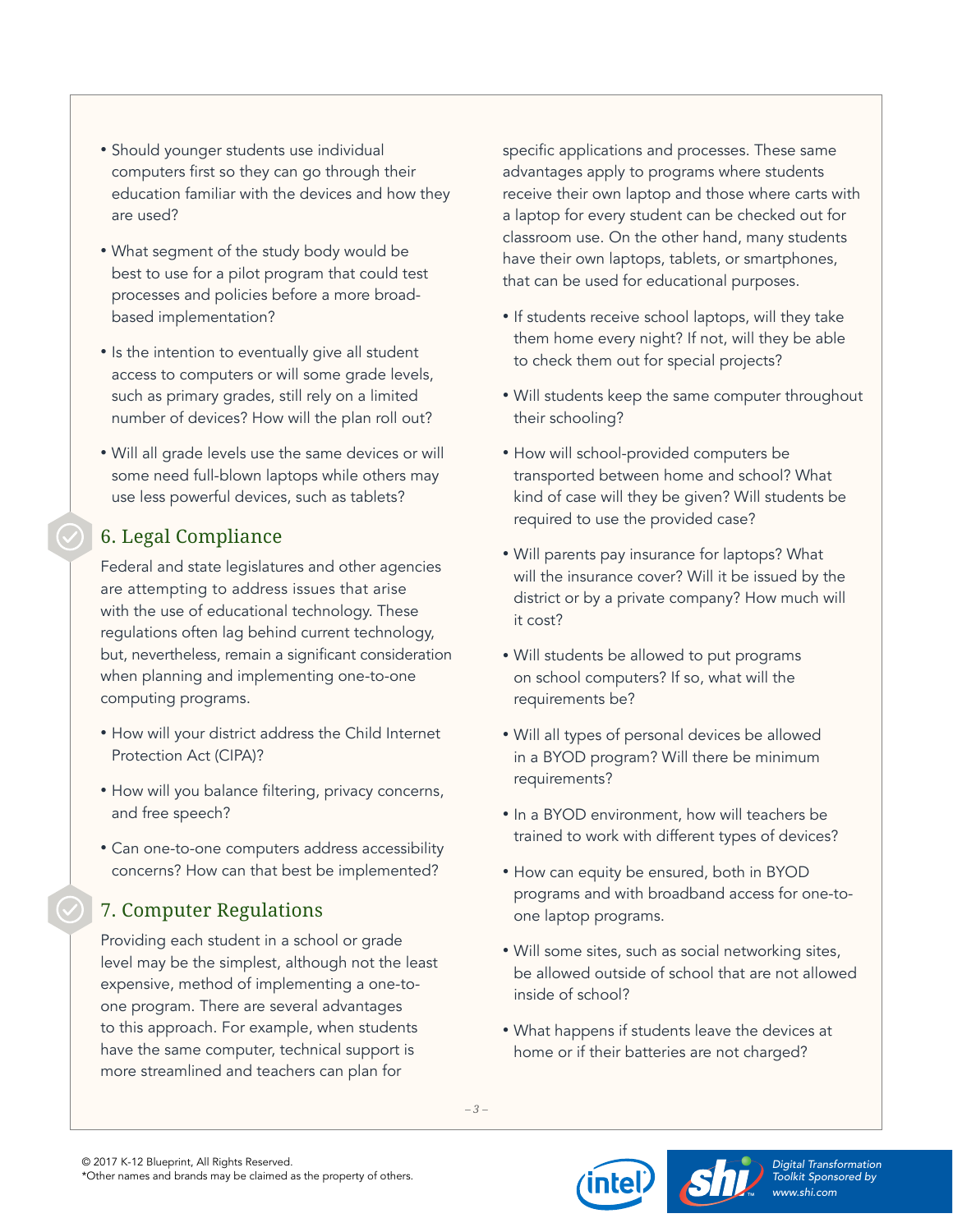- Should younger students use individual computers first so they can go through their education familiar with the devices and how they are used?
- What segment of the study body would be best to use for a pilot program that could test processes and policies before a more broad-based implementation?
- Is the intention to eventually give all student access to computers or will some grade levels, such as primary grades, still rely on a limited number of devices? How will the plan roll out?
- Will all grade levels use the same devices or will some need full-blown laptops while others may use less powerful devices, such as tablets?

## 6. Legal Compliance

Federal and state legislatures and other agencies are attempting to address issues that arise with the use of educational technology. These regulations often lag behind current technology, but, nevertheless, remain a significant consideration when planning and implementing one-to-one computing programs.

- How will your district address the Child Internet Protection Act (CIPA)?
- How will you balance filtering, privacy concerns, and free speech?
- Can one-to-one computers address accessibility concerns? How can that best be implemented?

## 7. Computer Regulations

Providing each student in a school or grade level may be the simplest, although not the least expensive, method of implementing a one-to-one program. There are several advantages to this approach. For example, when students have the same computer, technical support is more streamlined and teachers can plan for specific applications and processes. These same advantages apply to programs where students receive their own laptop and those where carts with a laptop for every student can be checked out for classroom use. On the other hand, many students have their own laptops, tablets, or smartphones, that can be used for educational purposes.

- If students receive school laptops, will they take them home every night? If not, will they be able to check them out for special projects?
- Will students keep the same computer throughout their schooling?
- How will school-provided computers be transported between home and school? What kind of case will they be given? Will students be required to use the provided case?
- Will parents pay insurance for laptops? What will the insurance cover? Will it be issued by the district or by a private company? How much will it cost?
- Will students be allowed to put programs on school computers? If so, what will the requirements be?
- Will all types of personal devices be allowed in a BYOD program? Will there be minimum requirements?
- In a BYOD environment, how will teachers be trained to work with different types of devices?
- How can equity be ensured, both in BYOD programs and with broadband access for one-to-one laptop programs.
- Will some sites, such as social networking sites, be allowed outside of school that are not allowed inside of school?
- What happens if students leave the devices at home or if their batteries are not charged?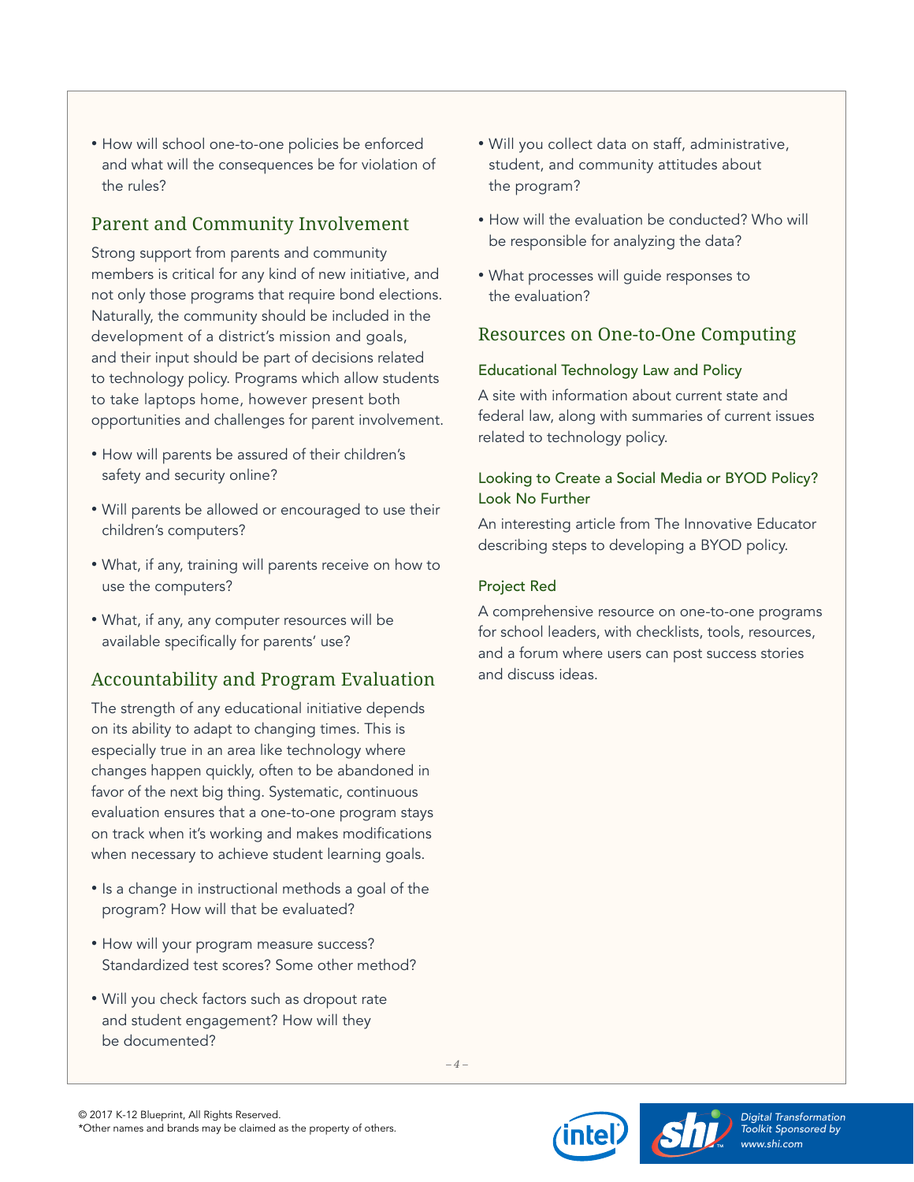- How will school one-to-one policies be enforced and what will the consequences be for violation of the rules?

## Parent and Community Involvement

Strong support from parents and community members is critical for any kind of new initiative, and not only those programs that require bond elections. Naturally, the community should be included in the development of a district's mission and goals, and their input should be part of decisions related to technology policy. Programs which allow students to take laptops home, however present both opportunities and challenges for parent involvement.

- How will parents be assured of their children's safety and security online?
- Will parents be allowed or encouraged to use their children's computers?
- What, if any, training will parents receive on how to use the computers?
- What, if any, any computer resources will be available specifically for parents' use?

## Accountability and Program Evaluation

The strength of any educational initiative depends on its ability to adapt to changing times. This is especially true in an area like technology where changes happen quickly, often to be abandoned in favor of the next big thing. Systematic, continuous evaluation ensures that a one-to-one program stays on track when it's working and makes modifications when necessary to achieve student learning goals.

- Is a change in instructional methods a goal of the program? How will that be evaluated?
- How will your program measure success? Standardized test scores? Some other method?
- Will you check factors such as dropout rate and student engagement? How will they be documented?
- Will you collect data on staff, administrative, student, and community attitudes about the program?
- How will the evaluation be conducted? Who will be responsible for analyzing the data?
- What processes will guide responses to the evaluation?

## Resources on One-to-One Computing

### Educational Technology Law and Policy

A site with information about current state and federal law, along with summaries of current issues related to technology policy.

### Looking to Create a Social Media or BYOD Policy? Look No Further

An interesting article from The Innovative Educator describing steps to developing a BYOD policy.

### Project Red

A comprehensive resource on one-to-one programs for school leaders, with checklists, tools, resources, and a forum where users can post success stories and discuss ideas.

© 2017 K-12 Blueprint, All Rights Reserved.
*Other names and brands may be claimed as the property of others.

Digital Transformation Toolkit Sponsored by www.shi.com